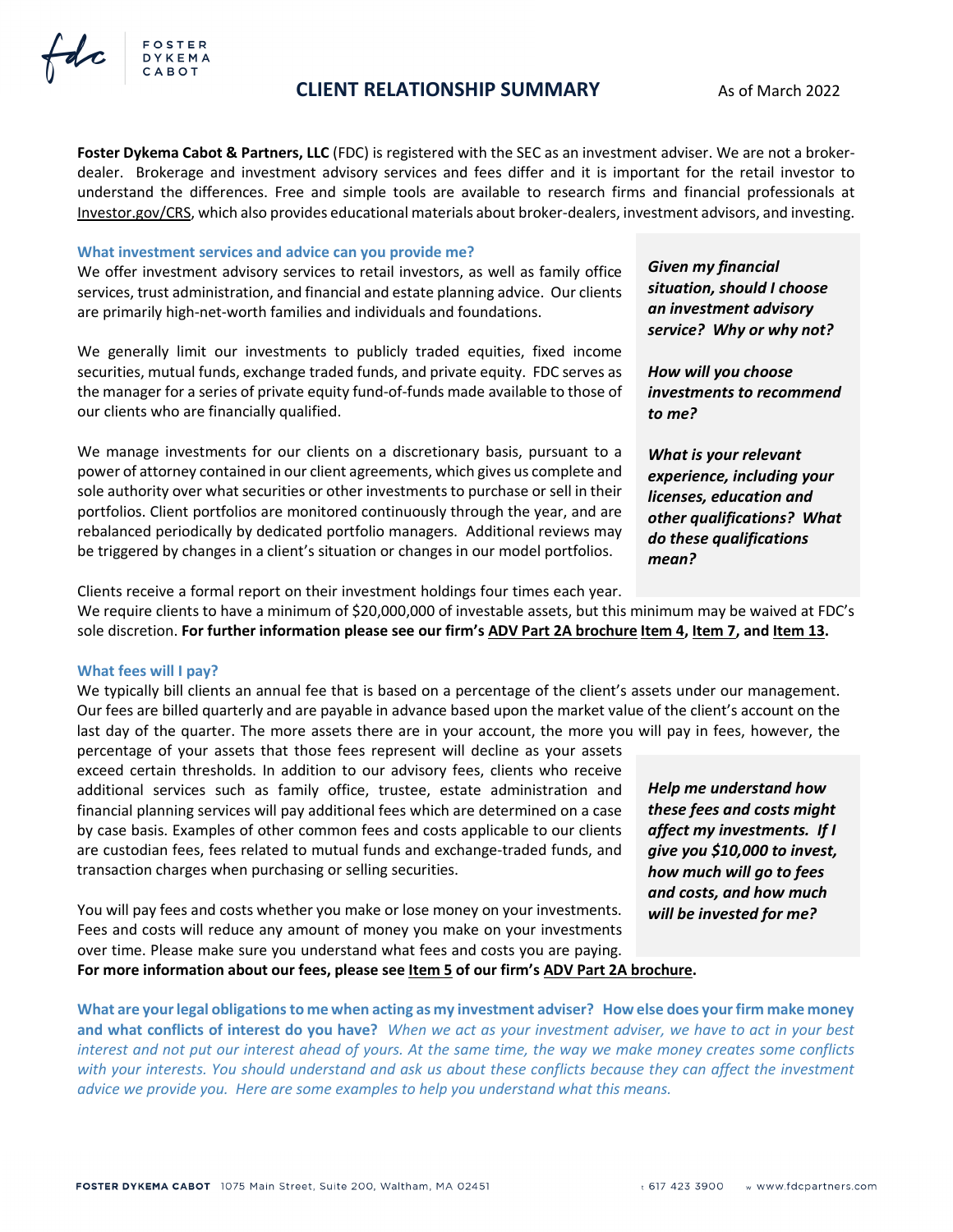# CLIENT RELATIONSHIP SUMMARY

As of March 2022

**Foster Dykema Cabot & Partners, LLC** (FDC) is registered with the SEC as an investment adviser. We are not a broker-dealer. Brokerage and investment advisory services and fees differ and it is important for the retail investor to understand the differences. Free and simple tools are available to research firms and financial professionals at Investor.gov/CRS, which also provides educational materials about broker-dealers, investment advisors, and investing.

## What investment services and advice can you provide me?

We offer investment advisory services to retail investors, as well as family office services, trust administration, and financial and estate planning advice. Our clients are primarily high-net-worth families and individuals and foundations.

We generally limit our investments to publicly traded equities, fixed income securities, mutual funds, exchange traded funds, and private equity. FDC serves as the manager for a series of private equity fund-of-funds made available to those of our clients who are financially qualified.

We manage investments for our clients on a discretionary basis, pursuant to a power of attorney contained in our client agreements, which gives us complete and sole authority over what securities or other investments to purchase or sell in their portfolios. Client portfolios are monitored continuously through the year, and are rebalanced periodically by dedicated portfolio managers. Additional reviews may be triggered by changes in a client's situation or changes in our model portfolios.

Clients receive a formal report on their investment holdings four times each year. We require clients to have a minimum of $20,000,000 of investable assets, but this minimum may be waived at FDC's sole discretion. **For further information please see our firm's ADV Part 2A brochure Item 4, Item 7, and Item 13.**

> ***Given my financial situation, should I choose an investment advisory service? Why or why not?***
>
> ***How will you choose investments to recommend to me?***
>
> ***What is your relevant experience, including your licenses, education and other qualifications? What do these qualifications mean?***

## What fees will I pay?

We typically bill clients an annual fee that is based on a percentage of the client's assets under our management. Our fees are billed quarterly and are payable in advance based upon the market value of the client's account on the last day of the quarter. The more assets there are in your account, the more you will pay in fees, however, the percentage of your assets that those fees represent will decline as your assets exceed certain thresholds. In addition to our advisory fees, clients who receive additional services such as family office, trustee, estate administration and financial planning services will pay additional fees which are determined on a case by case basis. Examples of other common fees and costs applicable to our clients are custodian fees, fees related to mutual funds and exchange-traded funds, and transaction charges when purchasing or selling securities.

You will pay fees and costs whether you make or lose money on your investments. Fees and costs will reduce any amount of money you make on your investments over time. Please make sure you understand what fees and costs you are paying. **For more information about our fees, please see Item 5 of our firm's ADV Part 2A brochure.**

> ***Help me understand how these fees and costs might affect my investments. If I give you $10,000 to invest, how much will go to fees and costs, and how much will be invested for me?***

## What are your legal obligations to me when acting as my investment adviser? How else does your firm make money and what conflicts of interest do you have?

*When we act as your investment adviser, we have to act in your best interest and not put our interest ahead of yours. At the same time, the way we make money creates some conflicts with your interests. You should understand and ask us about these conflicts because they can affect the investment advice we provide you. Here are some examples to help you understand what this means.*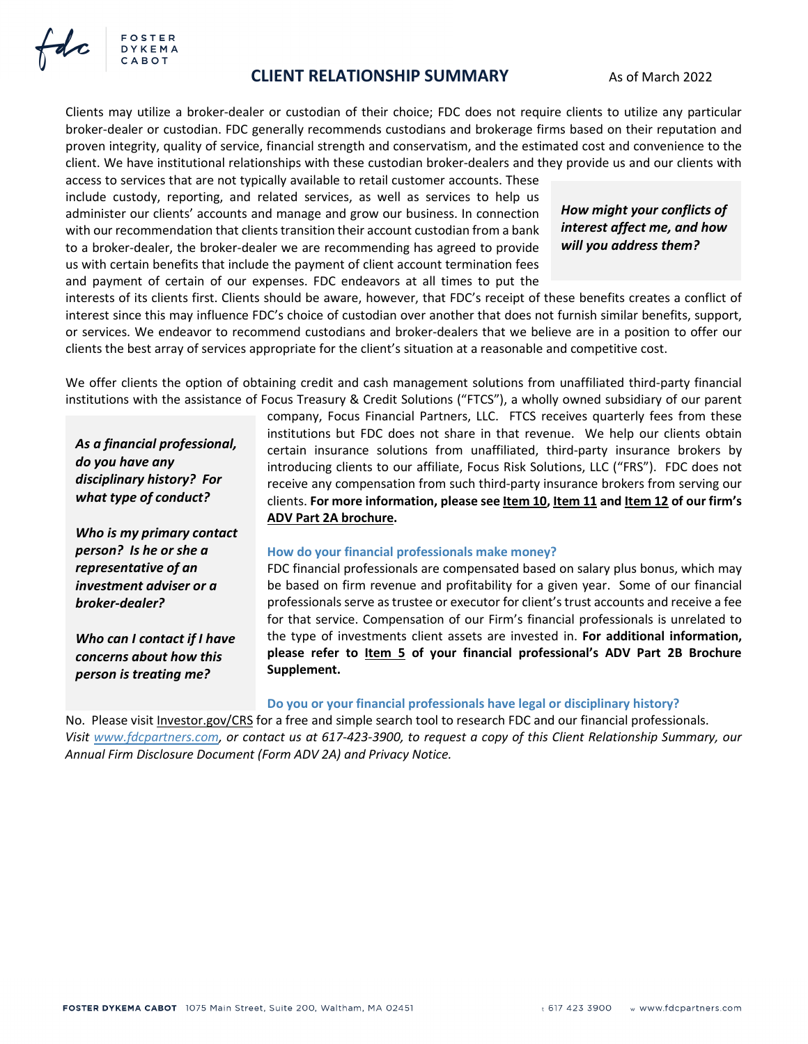## CLIENT RELATIONSHIP SUMMARY

As of March 2022

Clients may utilize a broker-dealer or custodian of their choice; FDC does not require clients to utilize any particular broker-dealer or custodian. FDC generally recommends custodians and brokerage firms based on their reputation and proven integrity, quality of service, financial strength and conservatism, and the estimated cost and convenience to the client. We have institutional relationships with these custodian broker-dealers and they provide us and our clients with access to services that are not typically available to retail customer accounts. These include custody, reporting, and related services, as well as services to help us administer our clients' accounts and manage and grow our business. In connection with our recommendation that clients transition their account custodian from a bank to a broker-dealer, the broker-dealer we are recommending has agreed to provide us with certain benefits that include the payment of client account termination fees and payment of certain of our expenses. FDC endeavors at all times to put the interests of its clients first. Clients should be aware, however, that FDC's receipt of these benefits creates a conflict of interest since this may influence FDC's choice of custodian over another that does not furnish similar benefits, support, or services. We endeavor to recommend custodians and broker-dealers that we believe are in a position to offer our clients the best array of services appropriate for the client's situation at a reasonable and competitive cost.

***How might your conflicts of interest affect me, and how will you address them?***

We offer clients the option of obtaining credit and cash management solutions from unaffiliated third-party financial institutions with the assistance of Focus Treasury & Credit Solutions ("FTCS"), a wholly owned subsidiary of our parent company, Focus Financial Partners, LLC. FTCS receives quarterly fees from these institutions but FDC does not share in that revenue. We help our clients obtain certain insurance solutions from unaffiliated, third-party insurance brokers by introducing clients to our affiliate, Focus Risk Solutions, LLC ("FRS"). FDC does not receive any compensation from such third-party insurance brokers from serving our clients. **For more information, please see Item 10, Item 11 and Item 12 of our firm's ADV Part 2A brochure.**

***As a financial professional, do you have any disciplinary history? For what type of conduct?***

***Who is my primary contact person? Is he or she a representative of an investment adviser or a broker-dealer?***

***Who can I contact if I have concerns about how this person is treating me?***

### How do your financial professionals make money?

FDC financial professionals are compensated based on salary plus bonus, which may be based on firm revenue and profitability for a given year. Some of our financial professionals serve as trustee or executor for client's trust accounts and receive a fee for that service. Compensation of our Firm's financial professionals is unrelated to the type of investments client assets are invested in. **For additional information, please refer to Item 5 of your financial professional's ADV Part 2B Brochure Supplement.**

### Do you or your financial professionals have legal or disciplinary history?

No. Please visit Investor.gov/CRS for a free and simple search tool to research FDC and our financial professionals.

*Visit www.fdcpartners.com, or contact us at 617-423-3900, to request a copy of this Client Relationship Summary, our Annual Firm Disclosure Document (Form ADV 2A) and Privacy Notice.*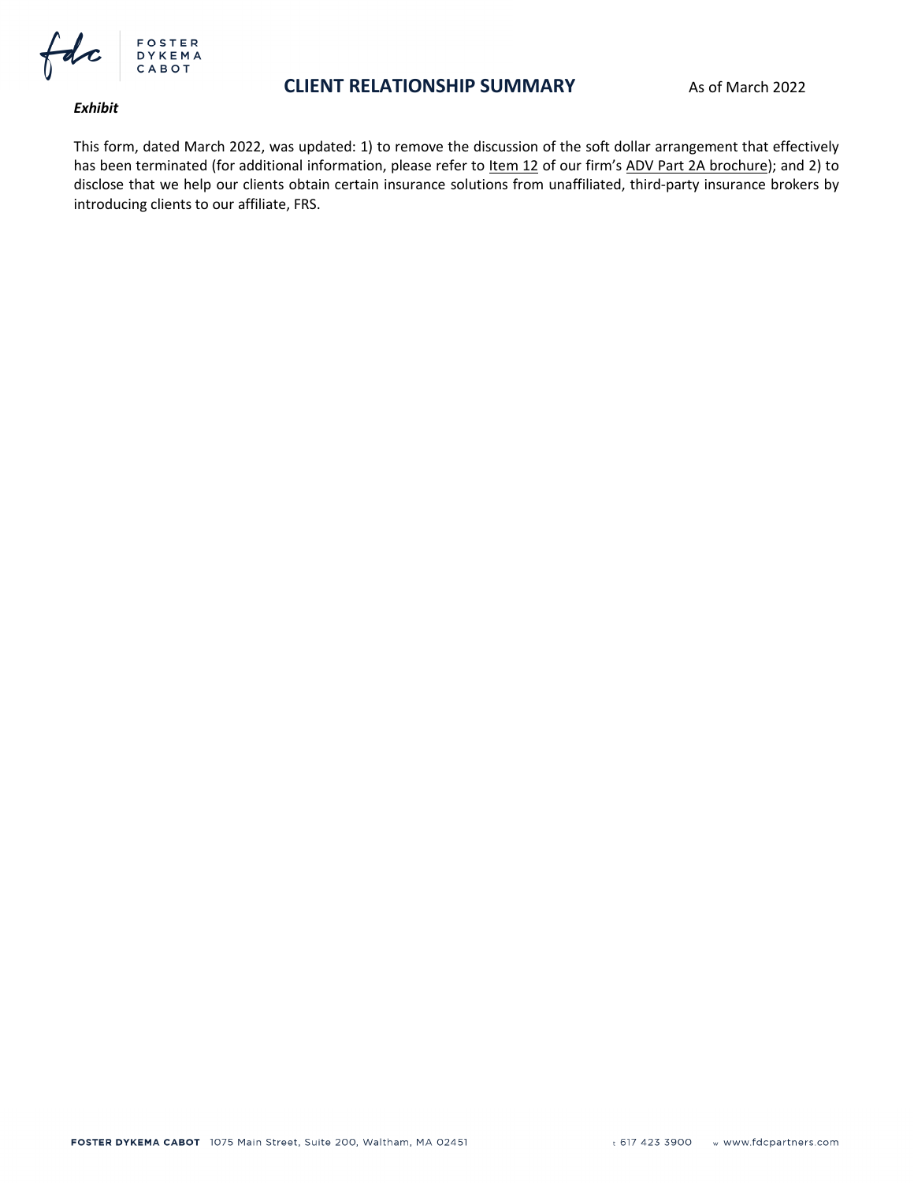# CLIENT RELATIONSHIP SUMMARY

As of March 2022

***Exhibit***

This form, dated March 2022, was updated: 1) to remove the discussion of the soft dollar arrangement that effectively has been terminated (for additional information, please refer to Item 12 of our firm's ADV Part 2A brochure); and 2) to disclose that we help our clients obtain certain insurance solutions from unaffiliated, third-party insurance brokers by introducing clients to our affiliate, FRS.